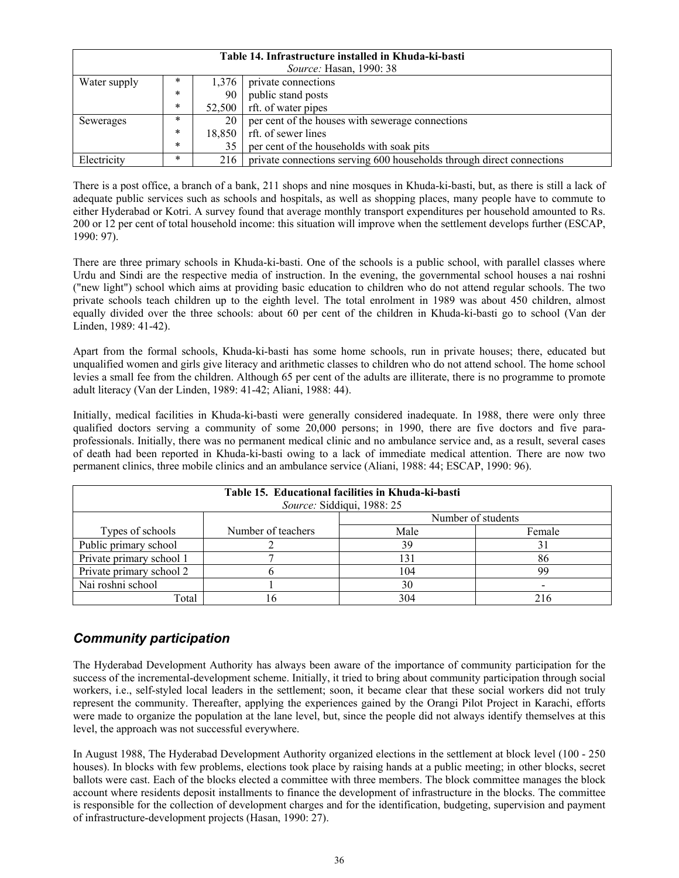| Table 14. Infrastructure installed in Khuda-ki-basti *Source:* Hasan, 1990: 38 | | | |
|---|---|---|---|
| Water supply | * | 1,376 | private connections |
| | * | 90 | public stand posts |
| | * | 52,500 | rft. of water pipes |
| Sewerages | * | 20 | per cent of the houses with sewerage connections |
| | * | 18,850 | rft. of sewer lines |
| | * | 35 | per cent of the households with soak pits |
| Electricity | * | 216 | private connections serving 600 households through direct connections |

There is a post office, a branch of a bank, 211 shops and nine mosques in Khuda-ki-basti, but, as there is still a lack of adequate public services such as schools and hospitals, as well as shopping places, many people have to commute to either Hyderabad or Kotri. A survey found that average monthly transport expenditures per household amounted to Rs. 200 or 12 per cent of total household income: this situation will improve when the settlement develops further (ESCAP, 1990: 97).

There are three primary schools in Khuda-ki-basti. One of the schools is a public school, with parallel classes where Urdu and Sindi are the respective media of instruction. In the evening, the governmental school houses a nai roshni ("new light") school which aims at providing basic education to children who do not attend regular schools. The two private schools teach children up to the eighth level. The total enrolment in 1989 was about 450 children, almost equally divided over the three schools: about 60 per cent of the children in Khuda-ki-basti go to school (Van der Linden, 1989: 41-42).

Apart from the formal schools, Khuda-ki-basti has some home schools, run in private houses; there, educated but unqualified women and girls give literacy and arithmetic classes to children who do not attend school. The home school levies a small fee from the children. Although 65 per cent of the adults are illiterate, there is no programme to promote adult literacy (Van der Linden, 1989: 41-42; Aliani, 1988: 44).

Initially, medical facilities in Khuda-ki-basti were generally considered inadequate. In 1988, there were only three qualified doctors serving a community of some 20,000 persons; in 1990, there are five doctors and five para-professionals. Initially, there was no permanent medical clinic and no ambulance service and, as a result, several cases of death had been reported in Khuda-ki-basti owing to a lack of immediate medical attention. There are now two permanent clinics, three mobile clinics and an ambulance service (Aliani, 1988: 44; ESCAP, 1990: 96).

| Table 15. Educational facilities in Khuda-ki-basti *Source:* Siddiqui, 1988: 25 | | | |
|---|---|---|---|
| | | Number of students | |
| Types of schools | Number of teachers | Male | Female |
| Public primary school | 2 | 39 | 31 |
| Private primary school 1 | 7 | 131 | 86 |
| Private primary school 2 | 6 | 104 | 99 |
| Nai roshni school | 1 | 30 | - |
| Total | 16 | 304 | 216 |

## *Community participation*

The Hyderabad Development Authority has always been aware of the importance of community participation for the success of the incremental-development scheme. Initially, it tried to bring about community participation through social workers, i.e., self-styled local leaders in the settlement; soon, it became clear that these social workers did not truly represent the community. Thereafter, applying the experiences gained by the Orangi Pilot Project in Karachi, efforts were made to organize the population at the lane level, but, since the people did not always identify themselves at this level, the approach was not successful everywhere.

In August 1988, The Hyderabad Development Authority organized elections in the settlement at block level (100 - 250 houses). In blocks with few problems, elections took place by raising hands at a public meeting; in other blocks, secret ballots were cast. Each of the blocks elected a committee with three members. The block committee manages the block account where residents deposit installments to finance the development of infrastructure in the blocks. The committee is responsible for the collection of development charges and for the identification, budgeting, supervision and payment of infrastructure-development projects (Hasan, 1990: 27).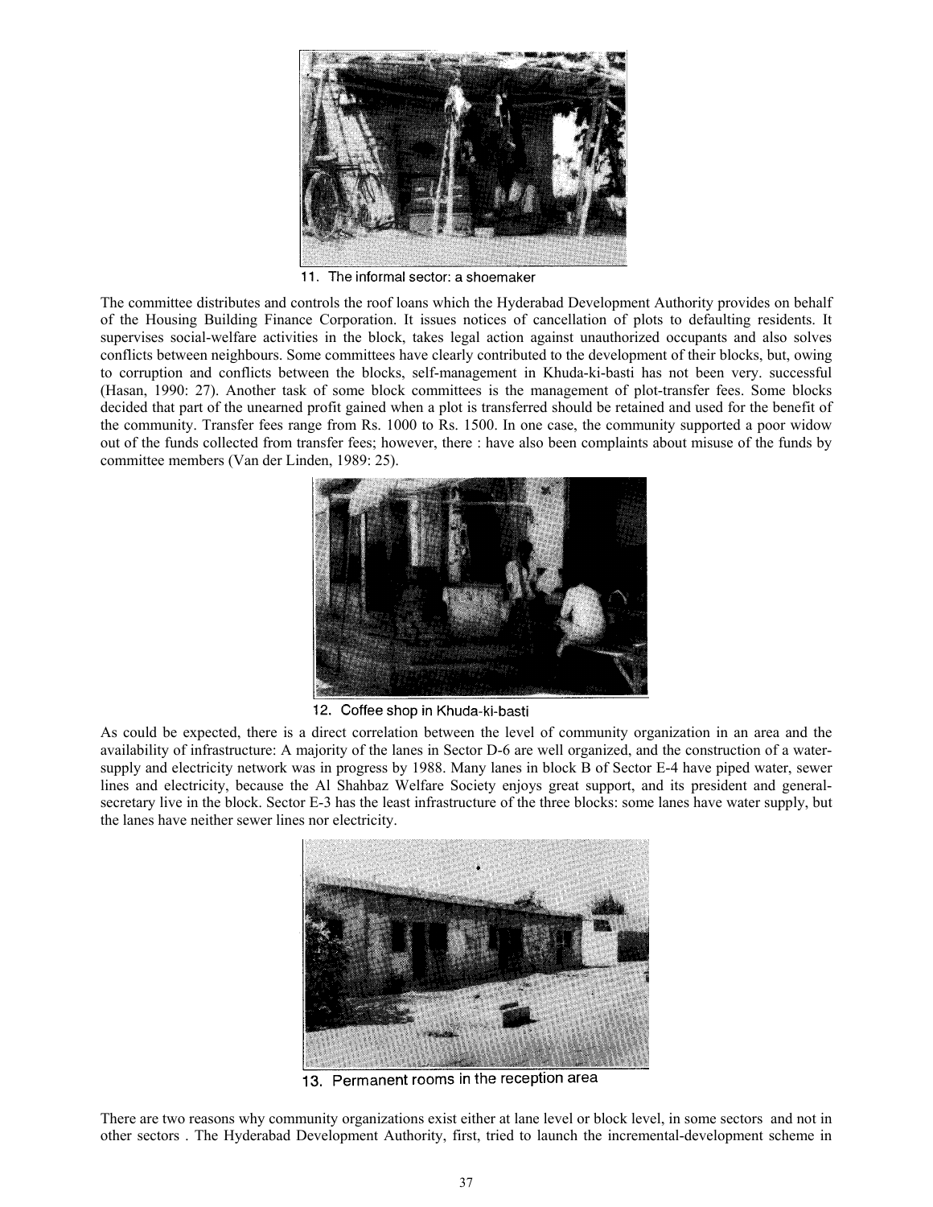11. The informal sector: a shoemaker

The committee distributes and controls the roof loans which the Hyderabad Development Authority provides on behalf of the Housing Building Finance Corporation. It issues notices of cancellation of plots to defaulting residents. It supervises social-welfare activities in the block, takes legal action against unauthorized occupants and also solves conflicts between neighbours. Some committees have clearly contributed to the development of their blocks, but, owing to corruption and conflicts between the blocks, self-management in Khuda-ki-basti has not been very. successful (Hasan, 1990: 27). Another task of some block committees is the management of plot-transfer fees. Some blocks decided that part of the unearned profit gained when a plot is transferred should be retained and used for the benefit of the community. Transfer fees range from Rs. 1000 to Rs. 1500. In one case, the community supported a poor widow out of the funds collected from transfer fees; however, there : have also been complaints about misuse of the funds by committee members (Van der Linden, 1989: 25).

12. Coffee shop in Khuda-ki-basti

As could be expected, there is a direct correlation between the level of community organization in an area and the availability of infrastructure: A majority of the lanes in Sector D-6 are well organized, and the construction of a water-supply and electricity network was in progress by 1988. Many lanes in block B of Sector E-4 have piped water, sewer lines and electricity, because the Al Shahbaz Welfare Society enjoys great support, and its president and general-secretary live in the block. Sector E-3 has the least infrastructure of the three blocks: some lanes have water supply, but the lanes have neither sewer lines nor electricity.

13. Permanent rooms in the reception area

There are two reasons why community organizations exist either at lane level or block level, in some sectors and not in other sectors . The Hyderabad Development Authority, first, tried to launch the incremental-development scheme in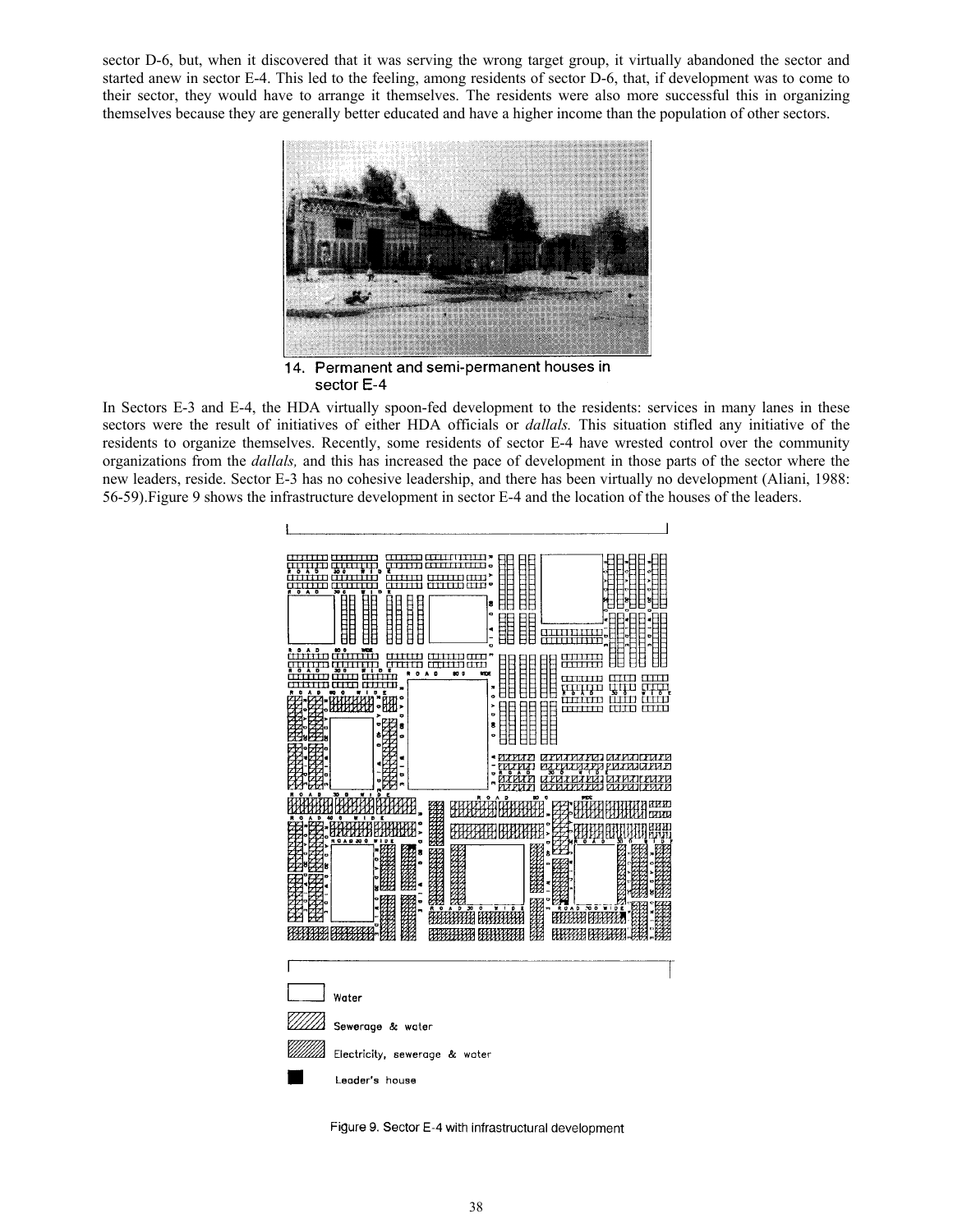sector D-6, but, when it discovered that it was serving the wrong target group, it virtually abandoned the sector and started anew in sector E-4. This led to the feeling, among residents of sector D-6, that, if development was to come to their sector, they would have to arrange it themselves. The residents were also more successful this in organizing themselves because they are generally better educated and have a higher income than the population of other sectors.

14. Permanent and semi-permanent houses in sector E-4

In Sectors E-3 and E-4, the HDA virtually spoon-fed development to the residents: services in many lanes in these sectors were the result of initiatives of either HDA officials or *dallals.* This situation stifled any initiative of the residents to organize themselves. Recently, some residents of sector E-4 have wrested control over the community organizations from the *dallals,* and this has increased the pace of development in those parts of the sector where the new leaders, reside. Sector E-3 has no cohesive leadership, and there has been virtually no development (Aliani, 1988: 56-59).Figure 9 shows the infrastructure development in sector E-4 and the location of the houses of the leaders.

Water

Sewerage & water

Electricity, sewerage & water

Leader's house

Figure 9. Sector E-4 with infrastructural development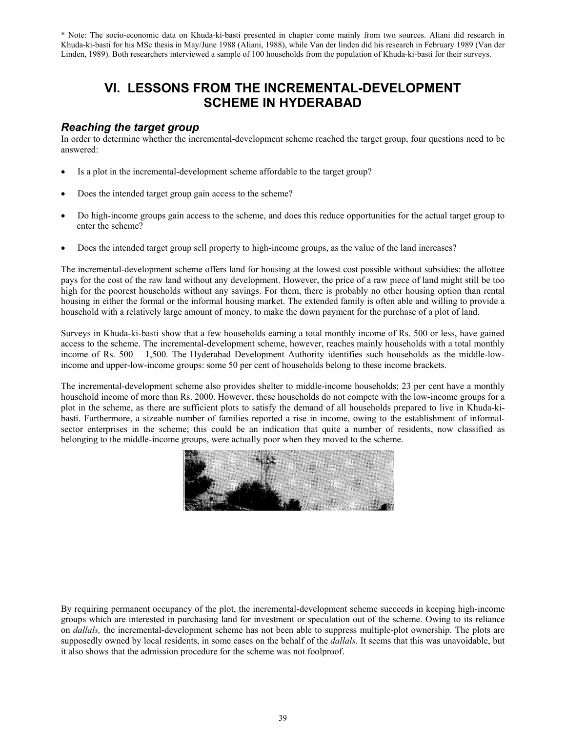* Note: The socio-economic data on Khuda-ki-basti presented in chapter come mainly from two sources. Aliani did research in Khuda-ki-basti for his MSc thesis in May/June 1988 (Aliani, 1988), while Van der linden did his research in February 1989 (Van der Linden, 1989). Both researchers interviewed a sample of 100 households from the population of Khuda-ki-basti for their surveys.

# VI. LESSONS FROM THE INCREMENTAL-DEVELOPMENT SCHEME IN HYDERABAD

## *Reaching the target group*

In order to determine whether the incremental-development scheme reached the target group, four questions need to be answered:

- Is a plot in the incremental-development scheme affordable to the target group?
- Does the intended target group gain access to the scheme?
- Do high-income groups gain access to the scheme, and does this reduce opportunities for the actual target group to enter the scheme?
- Does the intended target group sell property to high-income groups, as the value of the land increases?

The incremental-development scheme offers land for housing at the lowest cost possible without subsidies: the allottee pays for the cost of the raw land without any development. However, the price of a raw piece of land might still be too high for the poorest households without any savings. For them, there is probably no other housing option than rental housing in either the formal or the informal housing market. The extended family is often able and willing to provide a household with a relatively large amount of money, to make the down payment for the purchase of a plot of land.

Surveys in Khuda-ki-basti show that a few households earning a total monthly income of Rs. 500 or less, have gained access to the scheme. The incremental-development scheme, however, reaches mainly households with a total monthly income of Rs. 500 – 1,500. The Hyderabad Development Authority identifies such households as the middle-low-income and upper-low-income groups: some 50 per cent of households belong to these income brackets.

The incremental-development scheme also provides shelter to middle-income households; 23 per cent have a monthly household income of more than Rs. 2000. However, these households do not compete with the low-income groups for a plot in the scheme, as there are sufficient plots to satisfy the demand of all households prepared to live in Khuda-ki-basti. Furthermore, a sizeable number of families reported a rise in income, owing to the establishment of informal-sector enterprises in the scheme; this could be an indication that quite a number of residents, now classified as belonging to the middle-income groups, were actually poor when they moved to the scheme.

By requiring permanent occupancy of the plot, the incremental-development scheme succeeds in keeping high-income groups which are interested in purchasing land for investment or speculation out of the scheme. Owing to its reliance on *dallals,* the incremental-development scheme has not been able to suppress multiple-plot ownership. The plots are supposedly owned by local residents, in some cases on the behalf of the *dallals.* It seems that this was unavoidable, but it also shows that the admission procedure for the scheme was not foolproof.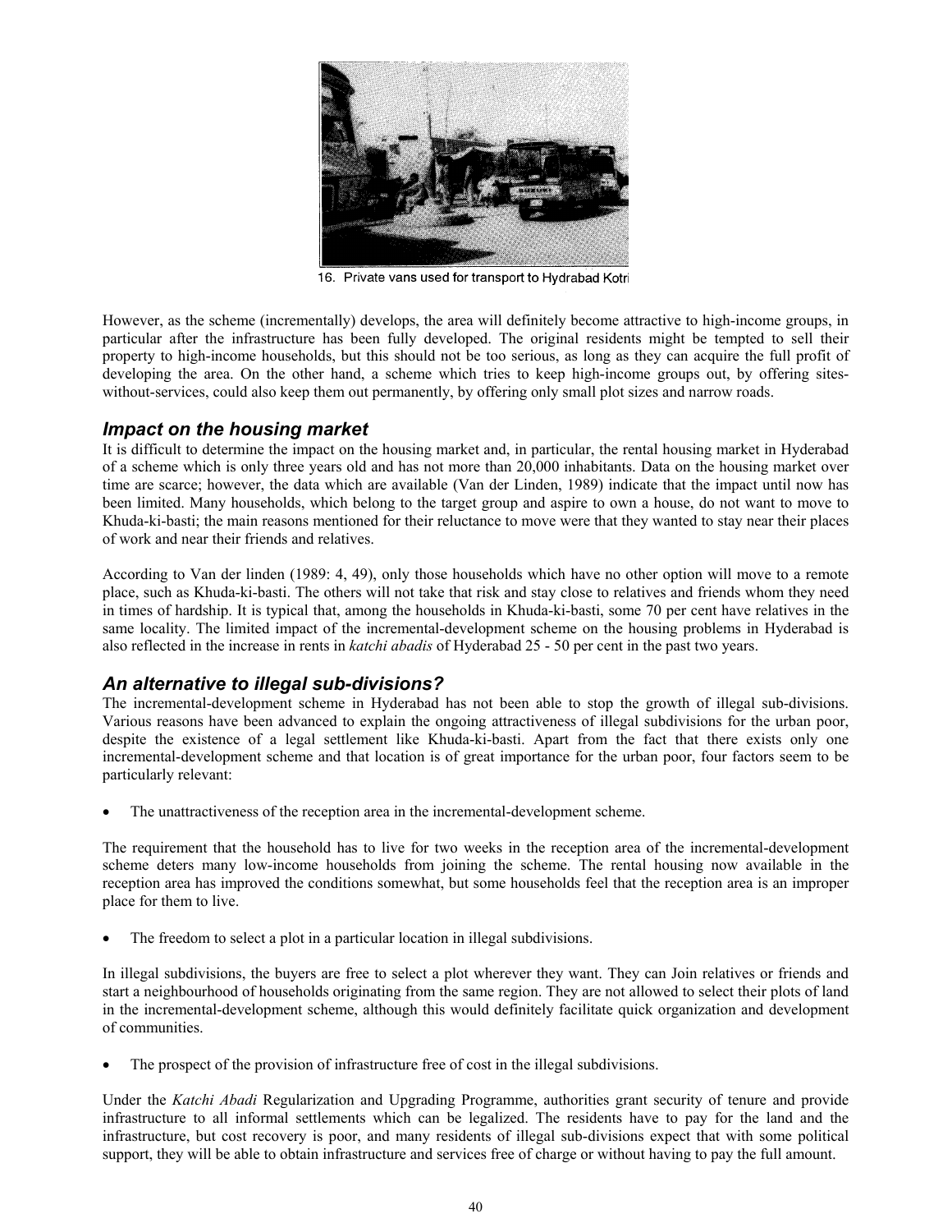16. Private vans used for transport to Hydrabad Kotri

However, as the scheme (incrementally) develops, the area will definitely become attractive to high-income groups, in particular after the infrastructure has been fully developed. The original residents might be tempted to sell their property to high-income households, but this should not be too serious, as long as they can acquire the full profit of developing the area. On the other hand, a scheme which tries to keep high-income groups out, by offering sites-without-services, could also keep them out permanently, by offering only small plot sizes and narrow roads.

## *Impact on the housing market*

It is difficult to determine the impact on the housing market and, in particular, the rental housing market in Hyderabad of a scheme which is only three years old and has not more than 20,000 inhabitants. Data on the housing market over time are scarce; however, the data which are available (Van der Linden, 1989) indicate that the impact until now has been limited. Many households, which belong to the target group and aspire to own a house, do not want to move to Khuda-ki-basti; the main reasons mentioned for their reluctance to move were that they wanted to stay near their places of work and near their friends and relatives.

According to Van der linden (1989: 4, 49), only those households which have no other option will move to a remote place, such as Khuda-ki-basti. The others will not take that risk and stay close to relatives and friends whom they need in times of hardship. It is typical that, among the households in Khuda-ki-basti, some 70 per cent have relatives in the same locality. The limited impact of the incremental-development scheme on the housing problems in Hyderabad is also reflected in the increase in rents in *katchi abadis* of Hyderabad 25 - 50 per cent in the past two years.

## *An alternative to illegal sub-divisions?*

The incremental-development scheme in Hyderabad has not been able to stop the growth of illegal sub-divisions. Various reasons have been advanced to explain the ongoing attractiveness of illegal subdivisions for the urban poor, despite the existence of a legal settlement like Khuda-ki-basti. Apart from the fact that there exists only one incremental-development scheme and that location is of great importance for the urban poor, four factors seem to be particularly relevant:

- The unattractiveness of the reception area in the incremental-development scheme.

The requirement that the household has to live for two weeks in the reception area of the incremental-development scheme deters many low-income households from joining the scheme. The rental housing now available in the reception area has improved the conditions somewhat, but some households feel that the reception area is an improper place for them to live.

- The freedom to select a plot in a particular location in illegal subdivisions.

In illegal subdivisions, the buyers are free to select a plot wherever they want. They can Join relatives or friends and start a neighbourhood of households originating from the same region. They are not allowed to select their plots of land in the incremental-development scheme, although this would definitely facilitate quick organization and development of communities.

- The prospect of the provision of infrastructure free of cost in the illegal subdivisions.

Under the *Katchi Abadi* Regularization and Upgrading Programme, authorities grant security of tenure and provide infrastructure to all informal settlements which can be legalized. The residents have to pay for the land and the infrastructure, but cost recovery is poor, and many residents of illegal sub-divisions expect that with some political support, they will be able to obtain infrastructure and services free of charge or without having to pay the full amount.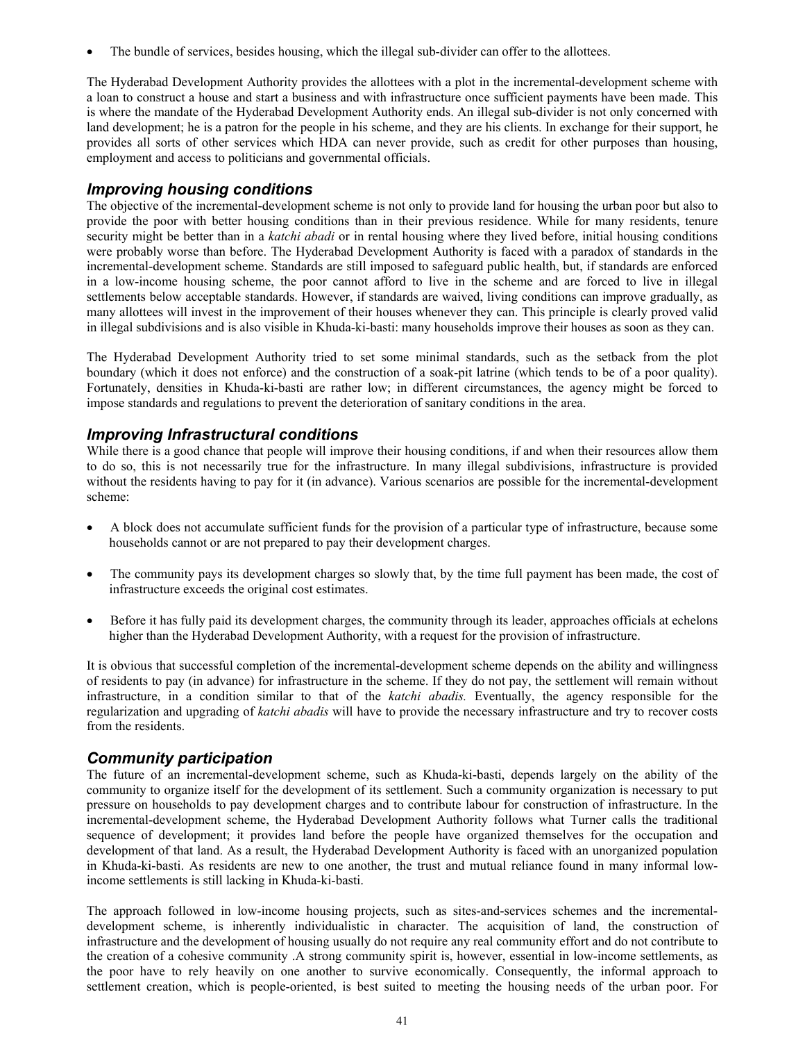- The bundle of services, besides housing, which the illegal sub-divider can offer to the allottees.

The Hyderabad Development Authority provides the allottees with a plot in the incremental-development scheme with a loan to construct a house and start a business and with infrastructure once sufficient payments have been made. This is where the mandate of the Hyderabad Development Authority ends. An illegal sub-divider is not only concerned with land development; he is a patron for the people in his scheme, and they are his clients. In exchange for their support, he provides all sorts of other services which HDA can never provide, such as credit for other purposes than housing, employment and access to politicians and governmental officials.

## *Improving housing conditions*

The objective of the incremental-development scheme is not only to provide land for housing the urban poor but also to provide the poor with better housing conditions than in their previous residence. While for many residents, tenure security might be better than in a *katchi abadi* or in rental housing where they lived before, initial housing conditions were probably worse than before. The Hyderabad Development Authority is faced with a paradox of standards in the incremental-development scheme. Standards are still imposed to safeguard public health, but, if standards are enforced in a low-income housing scheme, the poor cannot afford to live in the scheme and are forced to live in illegal settlements below acceptable standards. However, if standards are waived, living conditions can improve gradually, as many allottees will invest in the improvement of their houses whenever they can. This principle is clearly proved valid in illegal subdivisions and is also visible in Khuda-ki-basti: many households improve their houses as soon as they can.

The Hyderabad Development Authority tried to set some minimal standards, such as the setback from the plot boundary (which it does not enforce) and the construction of a soak-pit latrine (which tends to be of a poor quality). Fortunately, densities in Khuda-ki-basti are rather low; in different circumstances, the agency might be forced to impose standards and regulations to prevent the deterioration of sanitary conditions in the area.

## *Improving Infrastructural conditions*

While there is a good chance that people will improve their housing conditions, if and when their resources allow them to do so, this is not necessarily true for the infrastructure. In many illegal subdivisions, infrastructure is provided without the residents having to pay for it (in advance). Various scenarios are possible for the incremental-development scheme:

- A block does not accumulate sufficient funds for the provision of a particular type of infrastructure, because some households cannot or are not prepared to pay their development charges.
- The community pays its development charges so slowly that, by the time full payment has been made, the cost of infrastructure exceeds the original cost estimates.
- Before it has fully paid its development charges, the community through its leader, approaches officials at echelons higher than the Hyderabad Development Authority, with a request for the provision of infrastructure.

It is obvious that successful completion of the incremental-development scheme depends on the ability and willingness of residents to pay (in advance) for infrastructure in the scheme. If they do not pay, the settlement will remain without infrastructure, in a condition similar to that of the *katchi abadis.* Eventually, the agency responsible for the regularization and upgrading of *katchi abadis* will have to provide the necessary infrastructure and try to recover costs from the residents.

## *Community participation*

The future of an incremental-development scheme, such as Khuda-ki-basti, depends largely on the ability of the community to organize itself for the development of its settlement. Such a community organization is necessary to put pressure on households to pay development charges and to contribute labour for construction of infrastructure. In the incremental-development scheme, the Hyderabad Development Authority follows what Turner calls the traditional sequence of development; it provides land before the people have organized themselves for the occupation and development of that land. As a result, the Hyderabad Development Authority is faced with an unorganized population in Khuda-ki-basti. As residents are new to one another, the trust and mutual reliance found in many informal low-income settlements is still lacking in Khuda-ki-basti.

The approach followed in low-income housing projects, such as sites-and-services schemes and the incremental-development scheme, is inherently individualistic in character. The acquisition of land, the construction of infrastructure and the development of housing usually do not require any real community effort and do not contribute to the creation of a cohesive community .A strong community spirit is, however, essential in low-income settlements, as the poor have to rely heavily on one another to survive economically. Consequently, the informal approach to settlement creation, which is people-oriented, is best suited to meeting the housing needs of the urban poor. For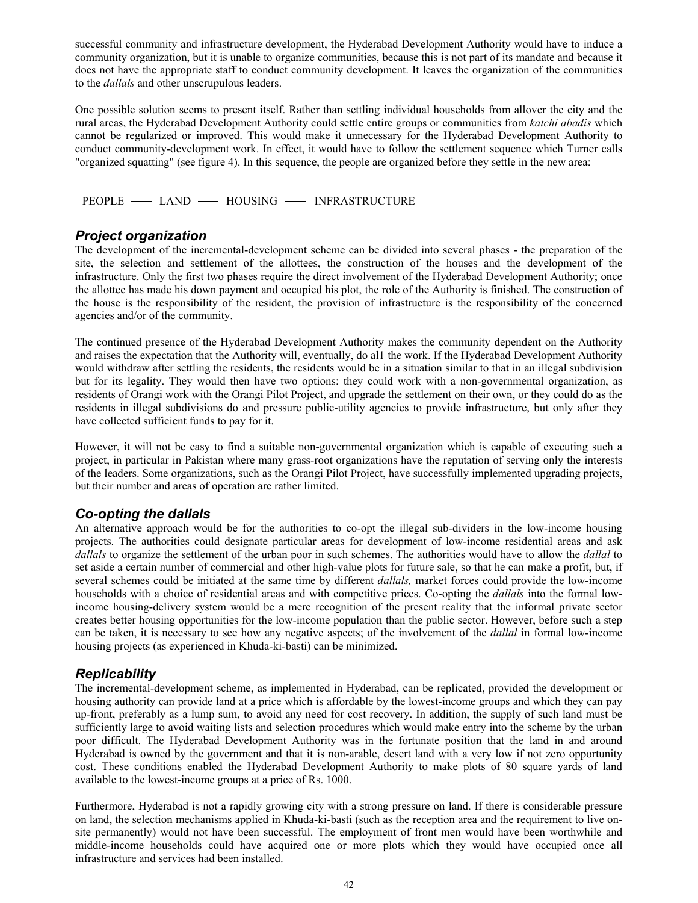successful community and infrastructure development, the Hyderabad Development Authority would have to induce a community organization, but it is unable to organize communities, because this is not part of its mandate and because it does not have the appropriate staff to conduct community development. It leaves the organization of the communities to the *dallals* and other unscrupulous leaders.

One possible solution seems to present itself. Rather than settling individual households from allover the city and the rural areas, the Hyderabad Development Authority could settle entire groups or communities from *katchi abadis* which cannot be regularized or improved. This would make it unnecessary for the Hyderabad Development Authority to conduct community-development work. In effect, it would have to follow the settlement sequence which Turner calls "organized squatting" (see figure 4). In this sequence, the people are organized before they settle in the new area:

PEOPLE —— LAND —— HOUSING —— INFRASTRUCTURE

### Project organization

The development of the incremental-development scheme can be divided into several phases - the preparation of the site, the selection and settlement of the allottees, the construction of the houses and the development of the infrastructure. Only the first two phases require the direct involvement of the Hyderabad Development Authority; once the allottee has made his down payment and occupied his plot, the role of the Authority is finished. The construction of the house is the responsibility of the resident, the provision of infrastructure is the responsibility of the concerned agencies and/or of the community.

The continued presence of the Hyderabad Development Authority makes the community dependent on the Authority and raises the expectation that the Authority will, eventually, do al1 the work. If the Hyderabad Development Authority would withdraw after settling the residents, the residents would be in a situation similar to that in an illegal subdivision but for its legality. They would then have two options: they could work with a non-governmental organization, as residents of Orangi work with the Orangi Pilot Project, and upgrade the settlement on their own, or they could do as the residents in illegal subdivisions do and pressure public-utility agencies to provide infrastructure, but only after they have collected sufficient funds to pay for it.

However, it will not be easy to find a suitable non-governmental organization which is capable of executing such a project, in particular in Pakistan where many grass-root organizations have the reputation of serving only the interests of the leaders. Some organizations, such as the Orangi Pilot Project, have successfully implemented upgrading projects, but their number and areas of operation are rather limited.

### Co-opting the dallals

An alternative approach would be for the authorities to co-opt the illegal sub-dividers in the low-income housing projects. The authorities could designate particular areas for development of low-income residential areas and ask *dallals* to organize the settlement of the urban poor in such schemes. The authorities would have to allow the *dallal* to set aside a certain number of commercial and other high-value plots for future sale, so that he can make a profit, but, if several schemes could be initiated at the same time by different *dallals,* market forces could provide the low-income households with a choice of residential areas and with competitive prices. Co-opting the *dallals* into the formal low-income housing-delivery system would be a mere recognition of the present reality that the informal private sector creates better housing opportunities for the low-income population than the public sector. However, before such a step can be taken, it is necessary to see how any negative aspects; of the involvement of the *dallal* in formal low-income housing projects (as experienced in Khuda-ki-basti) can be minimized.

### Replicability

The incremental-development scheme, as implemented in Hyderabad, can be replicated, provided the development or housing authority can provide land at a price which is affordable by the lowest-income groups and which they can pay up-front, preferably as a lump sum, to avoid any need for cost recovery. In addition, the supply of such land must be sufficiently large to avoid waiting lists and selection procedures which would make entry into the scheme by the urban poor difficult. The Hyderabad Development Authority was in the fortunate position that the land in and around Hyderabad is owned by the government and that it is non-arable, desert land with a very low if not zero opportunity cost. These conditions enabled the Hyderabad Development Authority to make plots of 80 square yards of land available to the lowest-income groups at a price of Rs. 1000.

Furthermore, Hyderabad is not a rapidly growing city with a strong pressure on land. If there is considerable pressure on land, the selection mechanisms applied in Khuda-ki-basti (such as the reception area and the requirement to live on-site permanently) would not have been successful. The employment of front men would have been worthwhile and middle-income households could have acquired one or more plots which they would have occupied once all infrastructure and services had been installed.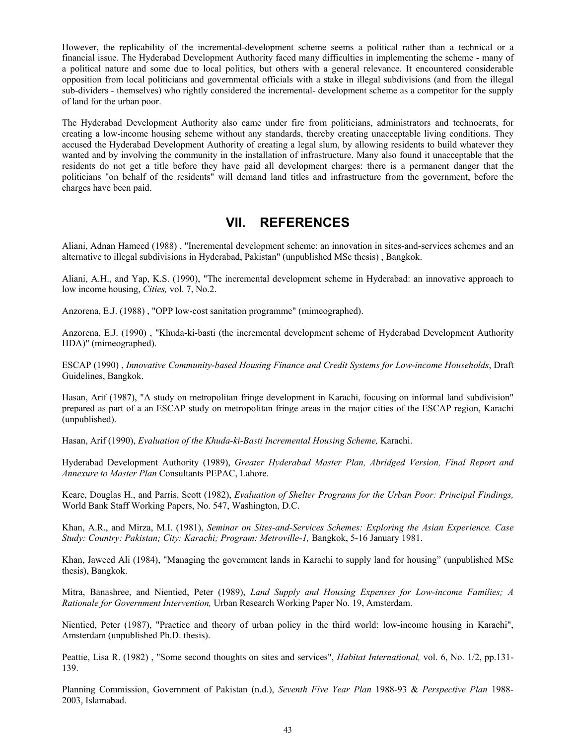However, the replicability of the incremental-development scheme seems a political rather than a technical or a financial issue. The Hyderabad Development Authority faced many difficulties in implementing the scheme - many of a political nature and some due to local politics, but others with a general relevance. It encountered considerable opposition from local politicians and governmental officials with a stake in illegal subdivisions (and from the illegal sub-dividers - themselves) who rightly considered the incremental- development scheme as a competitor for the supply of land for the urban poor.

The Hyderabad Development Authority also came under fire from politicians, administrators and technocrats, for creating a low-income housing scheme without any standards, thereby creating unacceptable living conditions. They accused the Hyderabad Development Authority of creating a legal slum, by allowing residents to build whatever they wanted and by involving the community in the installation of infrastructure. Many also found it unacceptable that the residents do not get a title before they have paid all development charges: there is a permanent danger that the politicians "on behalf of the residents" will demand land titles and infrastructure from the government, before the charges have been paid.

## VII. REFERENCES

Aliani, Adnan Hameed (1988) , "Incremental development scheme: an innovation in sites-and-services schemes and an alternative to illegal subdivisions in Hyderabad, Pakistan" (unpublished MSc thesis) , Bangkok.

Aliani, A.H., and Yap, K.S. (1990), "The incremental development scheme in Hyderabad: an innovative approach to low income housing, *Cities,* vol. 7, No.2.

Anzorena, E.J. (1988) , "OPP low-cost sanitation programme" (mimeographed).

Anzorena, E.J. (1990) , "Khuda-ki-basti (the incremental development scheme of Hyderabad Development Authority HDA)" (mimeographed).

ESCAP (1990) , *Innovative Community-based Housing Finance and Credit Systems for Low-income Households*, Draft Guidelines, Bangkok.

Hasan, Arif (1987), "A study on metropolitan fringe development in Karachi, focusing on informal land subdivision" prepared as part of a an ESCAP study on metropolitan fringe areas in the major cities of the ESCAP region, Karachi (unpublished).

Hasan, Arif (1990), *Evaluation of the Khuda-ki-Basti Incremental Housing Scheme,* Karachi.

Hyderabad Development Authority (1989), *Greater Hyderabad Master Plan, Abridged Version, Final Report and Annexure to Master Plan* Consultants PEPAC, Lahore.

Keare, Douglas H., and Parris, Scott (1982), *Evaluation of Shelter Programs for the Urban Poor: Principal Findings,* World Bank Staff Working Papers, No. 547, Washington, D.C.

Khan, A.R., and Mirza, M.I. (1981), *Seminar on Sites-and-Services Schemes: Exploring the Asian Experience. Case Study: Country: Pakistan; City: Karachi; Program: Metroville-1,* Bangkok, 5-16 January 1981.

Khan, Jaweed Ali (1984), "Managing the government lands in Karachi to supply land for housing" (unpublished MSc thesis), Bangkok.

Mitra, Banashree, and Nientied, Peter (1989), *Land Supply and Housing Expenses for Low-income Families; A Rationale for Government Intervention,* Urban Research Working Paper No. 19, Amsterdam.

Nientied, Peter (1987), "Practice and theory of urban policy in the third world: low-income housing in Karachi", Amsterdam (unpublished Ph.D. thesis).

Peattie, Lisa R. (1982) , "Some second thoughts on sites and services", *Habitat International,* vol. 6, No. 1/2, pp.131-139.

Planning Commission, Government of Pakistan (n.d.), *Seventh Five Year Plan* 1988-93 & *Perspective Plan* 1988-2003, Islamabad.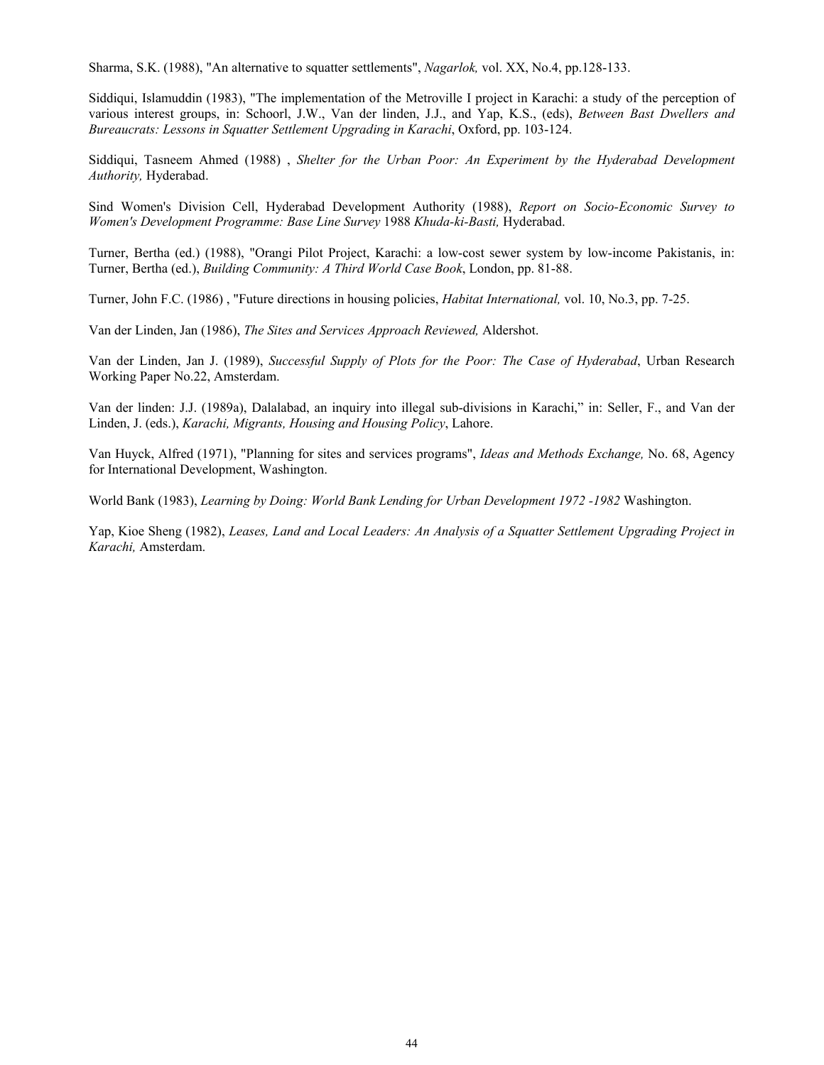Sharma, S.K. (1988), "An alternative to squatter settlements", *Nagarlok,* vol. XX, No.4, pp.128-133.

Siddiqui, Islamuddin (1983), "The implementation of the Metroville I project in Karachi: a study of the perception of various interest groups, in: Schoorl, J.W., Van der linden, J.J., and Yap, K.S., (eds), *Between Bast Dwellers and Bureaucrats: Lessons in Squatter Settlement Upgrading in Karachi*, Oxford, pp. 103-124.

Siddiqui, Tasneem Ahmed (1988) , *Shelter for the Urban Poor: An Experiment by the Hyderabad Development Authority,* Hyderabad.

Sind Women's Division Cell, Hyderabad Development Authority (1988), *Report on Socio-Economic Survey to Women's Development Programme: Base Line Survey* 1988 *Khuda-ki-Basti,* Hyderabad.

Turner, Bertha (ed.) (1988), "Orangi Pilot Project, Karachi: a low-cost sewer system by low-income Pakistanis, in: Turner, Bertha (ed.), *Building Community: A Third World Case Book*, London, pp. 81-88.

Turner, John F.C. (1986) , "Future directions in housing policies, *Habitat International,* vol. 10, No.3, pp. 7-25.

Van der Linden, Jan (1986), *The Sites and Services Approach Reviewed,* Aldershot.

Van der Linden, Jan J. (1989), *Successful Supply of Plots for the Poor: The Case of Hyderabad*, Urban Research Working Paper No.22, Amsterdam.

Van der linden: J.J. (1989a), Dalalabad, an inquiry into illegal sub-divisions in Karachi," in: Seller, F., and Van der Linden, J. (eds.), *Karachi, Migrants, Housing and Housing Policy*, Lahore.

Van Huyck, Alfred (1971), "Planning for sites and services programs", *Ideas and Methods Exchange,* No. 68, Agency for International Development, Washington.

World Bank (1983), *Learning by Doing: World Bank Lending for Urban Development 1972 -1982* Washington.

Yap, Kioe Sheng (1982), *Leases, Land and Local Leaders: An Analysis of a Squatter Settlement Upgrading Project in Karachi,* Amsterdam.